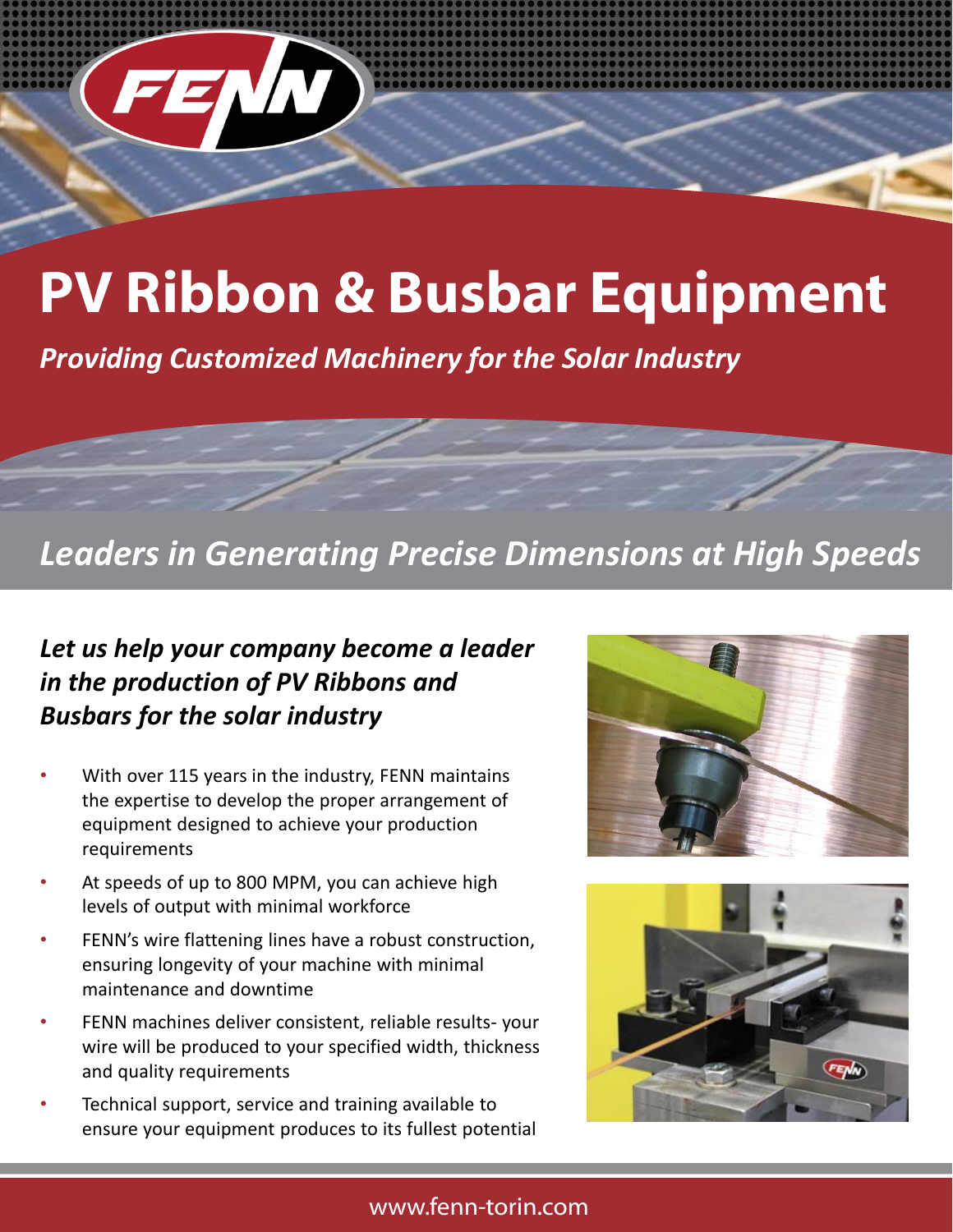# PV Ribbon & Busbar Equipment

*Providing Customized Machinery for the Solar Industry*

## *Leaders in Generating Precise Dimensions at High Speeds*

### *Let us help your company become a leader in the production of PV Ribbons and Busbars for the solar industry*

- With over 115 years in the industry, FENN maintains the expertise to develop the proper arrangement of equipment designed to achieve your production requirements
- At speeds of up to 800 MPM, you can achieve high levels of output with minimal workforce
- FENN's wire flattening lines have a robust construction, ensuring longevity of your machine with minimal maintenance and downtime
- FENN machines deliver consistent, reliable results- your wire will be produced to your specified width, thickness and quality requirements
- Technical support, service and training available to ensure your equipment produces to its fullest potential

www.fenn-torin.com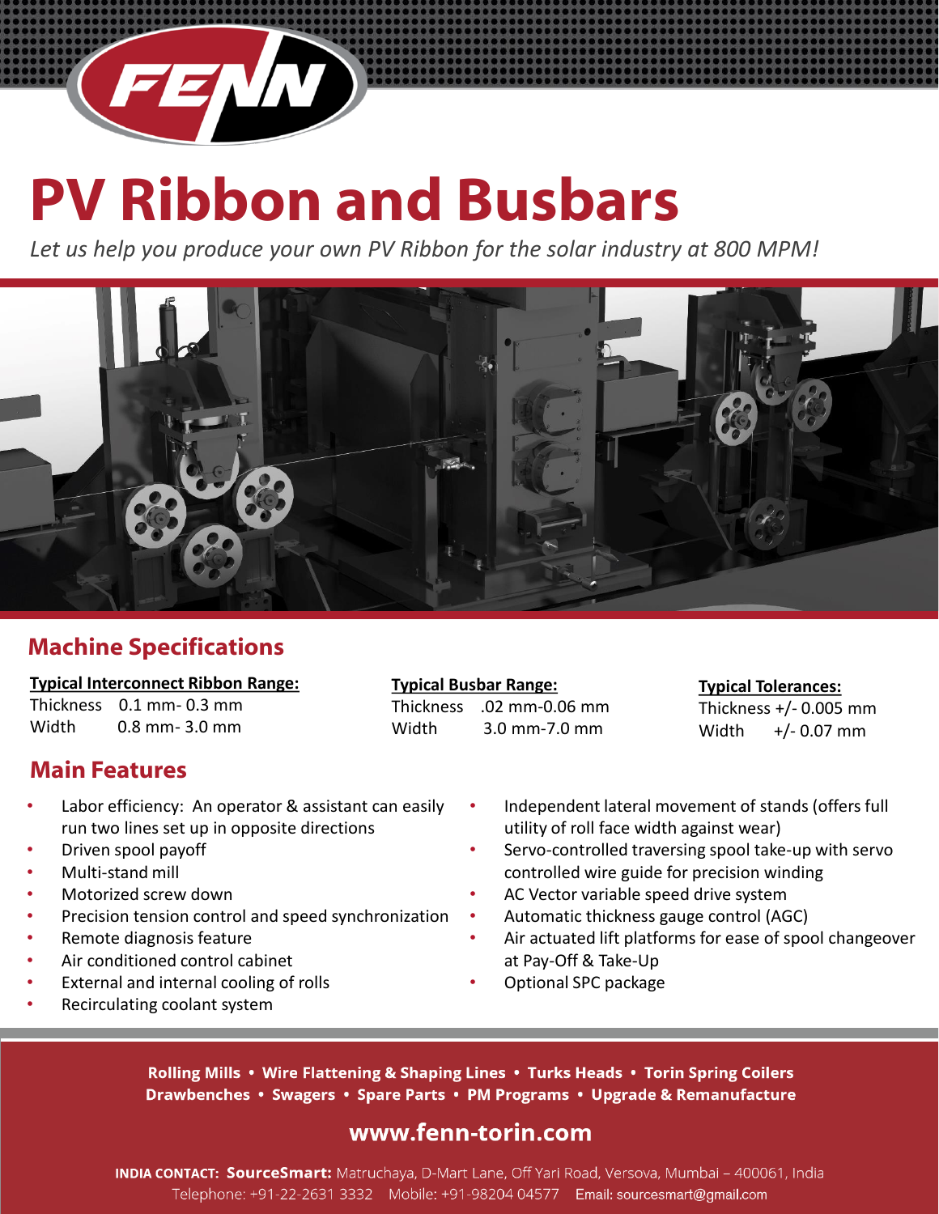# PV Ribbon and Busbars

*Let us help you produce your own PV Ribbon for the solar industry at 800 MPM!*

## Machine Specifications

**Typical Interconnect Ribbon Range:**

Thickness 0.1 mm- 0.3 mm
Width 0.8 mm- 3.0 mm

**Typical Busbar Range:**

Thickness .02 mm-0.06 mm
Width 3.0 mm-7.0 mm

**Typical Tolerances:**

Thickness +/- 0.005 mm
Width +/- 0.07 mm

## Main Features

- Labor efficiency: An operator & assistant can easily run two lines set up in opposite directions
- Driven spool payoff
- Multi-stand mill
- Motorized screw down
- Precision tension control and speed synchronization
- Remote diagnosis feature
- Air conditioned control cabinet
- External and internal cooling of rolls
- Recirculating coolant system
- Independent lateral movement of stands (offers full utility of roll face width against wear)
- Servo-controlled traversing spool take-up with servo controlled wire guide for precision winding
- AC Vector variable speed drive system
- Automatic thickness gauge control (AGC)
- Air actuated lift platforms for ease of spool changeover at Pay-Off & Take-Up
- Optional SPC package

**Rolling Mills • Wire Flattening & Shaping Lines • Turks Heads • Torin Spring Coilers**
**Drawbenches • Swagers • Spare Parts • PM Programs • Upgrade & Remanufacture**

**www.fenn-torin.com**

**INDIA CONTACT: SourceSmart:** Matruchaya, D-Mart Lane, Off Yari Road, Versova, Mumbai – 400061, India
Telephone: +91-22-2631 3332 Mobile: +91-98204 04577 Email: sourcesmart@gmail.com